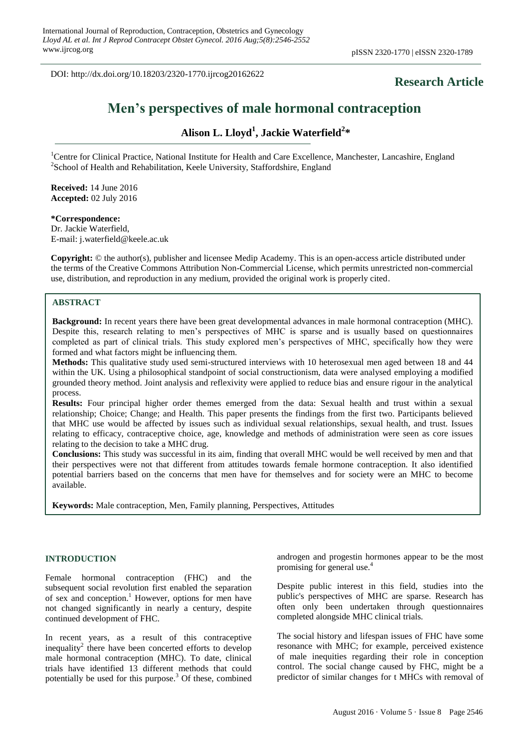DOI: http://dx.doi.org/10.18203/2320-1770.ijrcog20162622

**Research Article**

# Men's perspectives of male hormonal contraception

**Alison L. Lloyd[1], Jackie Waterfield[2]***

[1]Centre for Clinical Practice, National Institute for Health and Care Excellence, Manchester, Lancashire, England
[2]School of Health and Rehabilitation, Keele University, Staffordshire, England

**Received:** 14 June 2016
**Accepted:** 02 July 2016

***Correspondence:**
Dr. Jackie Waterfield,
E-mail: j.waterfield@keele.ac.uk

**Copyright:** © the author(s), publisher and licensee Medip Academy. This is an open-access article distributed under the terms of the Creative Commons Attribution Non-Commercial License, which permits unrestricted non-commercial use, distribution, and reproduction in any medium, provided the original work is properly cited.

## ABSTRACT

**Background:** In recent years there have been great developmental advances in male hormonal contraception (MHC). Despite this, research relating to men's perspectives of MHC is sparse and is usually based on questionnaires completed as part of clinical trials. This study explored men's perspectives of MHC, specifically how they were formed and what factors might be influencing them.

**Methods:** This qualitative study used semi-structured interviews with 10 heterosexual men aged between 18 and 44 within the UK. Using a philosophical standpoint of social constructionism, data were analysed employing a modified grounded theory method. Joint analysis and reflexivity were applied to reduce bias and ensure rigour in the analytical process.

**Results:** Four principal higher order themes emerged from the data: Sexual health and trust within a sexual relationship; Choice; Change; and Health. This paper presents the findings from the first two. Participants believed that MHC use would be affected by issues such as individual sexual relationships, sexual health, and trust. Issues relating to efficacy, contraceptive choice, age, knowledge and methods of administration were seen as core issues relating to the decision to take a MHC drug.

**Conclusions:** This study was successful in its aim, finding that overall MHC would be well received by men and that their perspectives were not that different from attitudes towards female hormone contraception. It also identified potential barriers based on the concerns that men have for themselves and for society were an MHC to become available.

**Keywords:** Male contraception, Men, Family planning, Perspectives, Attitudes

## INTRODUCTION

Female hormonal contraception (FHC) and the subsequent social revolution first enabled the separation of sex and conception.[1] However, options for men have not changed significantly in nearly a century, despite continued development of FHC.

In recent years, as a result of this contraceptive inequality[2] there have been concerted efforts to develop male hormonal contraception (MHC). To date, clinical trials have identified 13 different methods that could potentially be used for this purpose.[3] Of these, combined androgen and progestin hormones appear to be the most promising for general use.[4]

Despite public interest in this field, studies into the public's perspectives of MHC are sparse. Research has often only been undertaken through questionnaires completed alongside MHC clinical trials.

The social history and lifespan issues of FHC have some resonance with MHC; for example, perceived existence of male inequities regarding their role in conception control. The social change caused by FHC, might be a predictor of similar changes for t MHCs with removal of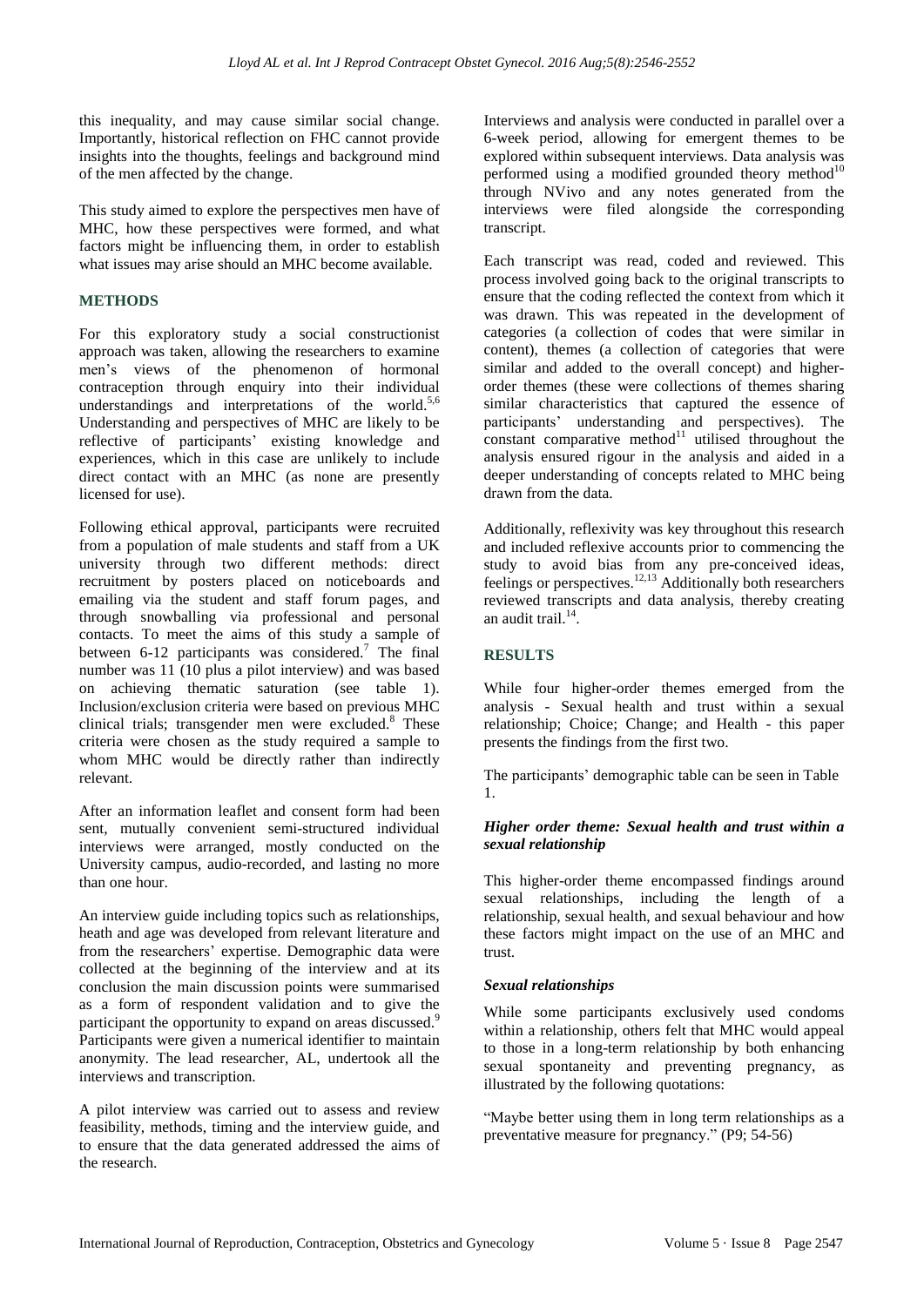this inequality, and may cause similar social change. Importantly, historical reflection on FHC cannot provide insights into the thoughts, feelings and background mind of the men affected by the change.

This study aimed to explore the perspectives men have of MHC, how these perspectives were formed, and what factors might be influencing them, in order to establish what issues may arise should an MHC become available.

## METHODS

For this exploratory study a social constructionist approach was taken, allowing the researchers to examine men's views of the phenomenon of hormonal contraception through enquiry into their individual understandings and interpretations of the world.[5,6] Understanding and perspectives of MHC are likely to be reflective of participants' existing knowledge and experiences, which in this case are unlikely to include direct contact with an MHC (as none are presently licensed for use).

Following ethical approval, participants were recruited from a population of male students and staff from a UK university through two different methods: direct recruitment by posters placed on noticeboards and emailing via the student and staff forum pages, and through snowballing via professional and personal contacts. To meet the aims of this study a sample of between 6-12 participants was considered.[7] The final number was 11 (10 plus a pilot interview) and was based on achieving thematic saturation (see table 1). Inclusion/exclusion criteria were based on previous MHC clinical trials; transgender men were excluded.[8] These criteria were chosen as the study required a sample to whom MHC would be directly rather than indirectly relevant.

After an information leaflet and consent form had been sent, mutually convenient semi-structured individual interviews were arranged, mostly conducted on the University campus, audio-recorded, and lasting no more than one hour.

An interview guide including topics such as relationships, heath and age was developed from relevant literature and from the researchers' expertise. Demographic data were collected at the beginning of the interview and at its conclusion the main discussion points were summarised as a form of respondent validation and to give the participant the opportunity to expand on areas discussed.[9] Participants were given a numerical identifier to maintain anonymity. The lead researcher, AL, undertook all the interviews and transcription.

A pilot interview was carried out to assess and review feasibility, methods, timing and the interview guide, and to ensure that the data generated addressed the aims of the research.

Interviews and analysis were conducted in parallel over a 6-week period, allowing for emergent themes to be explored within subsequent interviews. Data analysis was performed using a modified grounded theory method[10] through NVivo and any notes generated from the interviews were filed alongside the corresponding transcript.

Each transcript was read, coded and reviewed. This process involved going back to the original transcripts to ensure that the coding reflected the context from which it was drawn. This was repeated in the development of categories (a collection of codes that were similar in content), themes (a collection of categories that were similar and added to the overall concept) and higher-order themes (these were collections of themes sharing similar characteristics that captured the essence of participants' understanding and perspectives). The constant comparative method[11] utilised throughout the analysis ensured rigour in the analysis and aided in a deeper understanding of concepts related to MHC being drawn from the data.

Additionally, reflexivity was key throughout this research and included reflexive accounts prior to commencing the study to avoid bias from any pre-conceived ideas, feelings or perspectives.[12,13] Additionally both researchers reviewed transcripts and data analysis, thereby creating an audit trail.[14].

## RESULTS

While four higher-order themes emerged from the analysis - Sexual health and trust within a sexual relationship; Choice; Change; and Health - this paper presents the findings from the first two.

The participants' demographic table can be seen in Table 1.

### *Higher order theme: Sexual health and trust within a sexual relationship*

This higher-order theme encompassed findings around sexual relationships, including the length of a relationship, sexual health, and sexual behaviour and how these factors might impact on the use of an MHC and trust.

#### *Sexual relationships*

While some participants exclusively used condoms within a relationship, others felt that MHC would appeal to those in a long-term relationship by both enhancing sexual spontaneity and preventing pregnancy, as illustrated by the following quotations:

"Maybe better using them in long term relationships as a preventative measure for pregnancy." (P9; 54-56)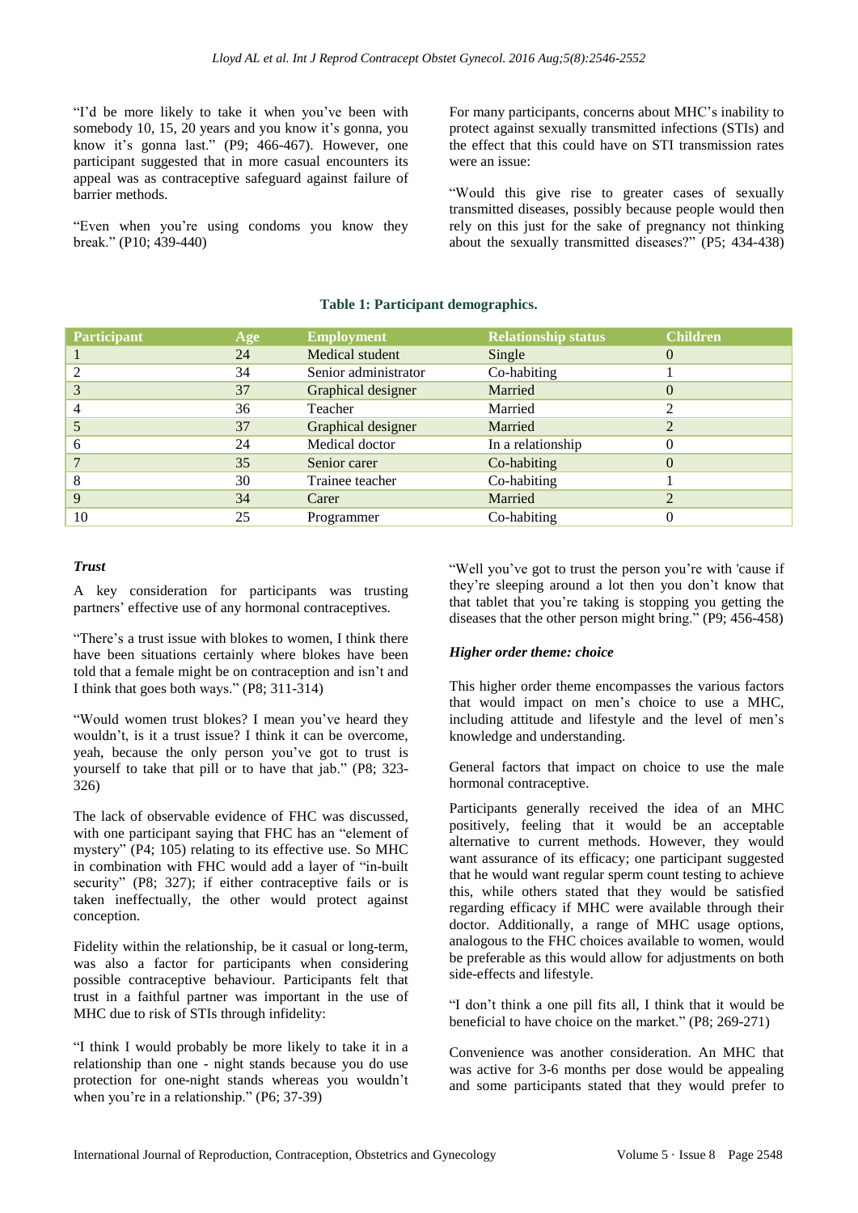"I'd be more likely to take it when you've been with somebody 10, 15, 20 years and you know it's gonna, you know it's gonna last." (P9; 466-467). However, one participant suggested that in more casual encounters its appeal was as contraceptive safeguard against failure of barrier methods.

"Even when you're using condoms you know they break." (P10; 439-440)

For many participants, concerns about MHC's inability to protect against sexually transmitted infections (STIs) and the effect that this could have on STI transmission rates were an issue:

"Would this give rise to greater cases of sexually transmitted diseases, possibly because people would then rely on this just for the sake of pregnancy not thinking about the sexually transmitted diseases?" (P5; 434-438)

**Table 1: Participant demographics.**

| Participant | Age | Employment | Relationship status | Children |
|---|---|---|---|---|
| 1 | 24 | Medical student | Single | 0 |
| 2 | 34 | Senior administrator | Co-habiting | 1 |
| 3 | 37 | Graphical designer | Married | 0 |
| 4 | 36 | Teacher | Married | 2 |
| 5 | 37 | Graphical designer | Married | 2 |
| 6 | 24 | Medical doctor | In a relationship | 0 |
| 7 | 35 | Senior carer | Co-habiting | 0 |
| 8 | 30 | Trainee teacher | Co-habiting | 1 |
| 9 | 34 | Carer | Married | 2 |
| 10 | 25 | Programmer | Co-habiting | 0 |

### *Trust*

A key consideration for participants was trusting partners' effective use of any hormonal contraceptives.

"There's a trust issue with blokes to women, I think there have been situations certainly where blokes have been told that a female might be on contraception and isn't and I think that goes both ways." (P8; 311-314)

"Would women trust blokes? I mean you've heard they wouldn't, is it a trust issue? I think it can be overcome, yeah, because the only person you've got to trust is yourself to take that pill or to have that jab." (P8; 323-326)

The lack of observable evidence of FHC was discussed, with one participant saying that FHC has an "element of mystery" (P4; 105) relating to its effective use. So MHC in combination with FHC would add a layer of "in-built security" (P8; 327); if either contraceptive fails or is taken ineffectually, the other would protect against conception.

Fidelity within the relationship, be it casual or long-term, was also a factor for participants when considering possible contraceptive behaviour. Participants felt that trust in a faithful partner was important in the use of MHC due to risk of STIs through infidelity:

"I think I would probably be more likely to take it in a relationship than one - night stands because you do use protection for one-night stands whereas you wouldn't when you're in a relationship." (P6; 37-39)

"Well you've got to trust the person you're with 'cause if they're sleeping around a lot then you don't know that that tablet that you're taking is stopping you getting the diseases that the other person might bring." (P9; 456-458)

### *Higher order theme: choice*

This higher order theme encompasses the various factors that would impact on men's choice to use a MHC, including attitude and lifestyle and the level of men's knowledge and understanding.

General factors that impact on choice to use the male hormonal contraceptive.

Participants generally received the idea of an MHC positively, feeling that it would be an acceptable alternative to current methods. However, they would want assurance of its efficacy; one participant suggested that he would want regular sperm count testing to achieve this, while others stated that they would be satisfied regarding efficacy if MHC were available through their doctor. Additionally, a range of MHC usage options, analogous to the FHC choices available to women, would be preferable as this would allow for adjustments on both side-effects and lifestyle.

"I don't think a one pill fits all, I think that it would be beneficial to have choice on the market." (P8; 269-271)

Convenience was another consideration. An MHC that was active for 3-6 months per dose would be appealing and some participants stated that they would prefer to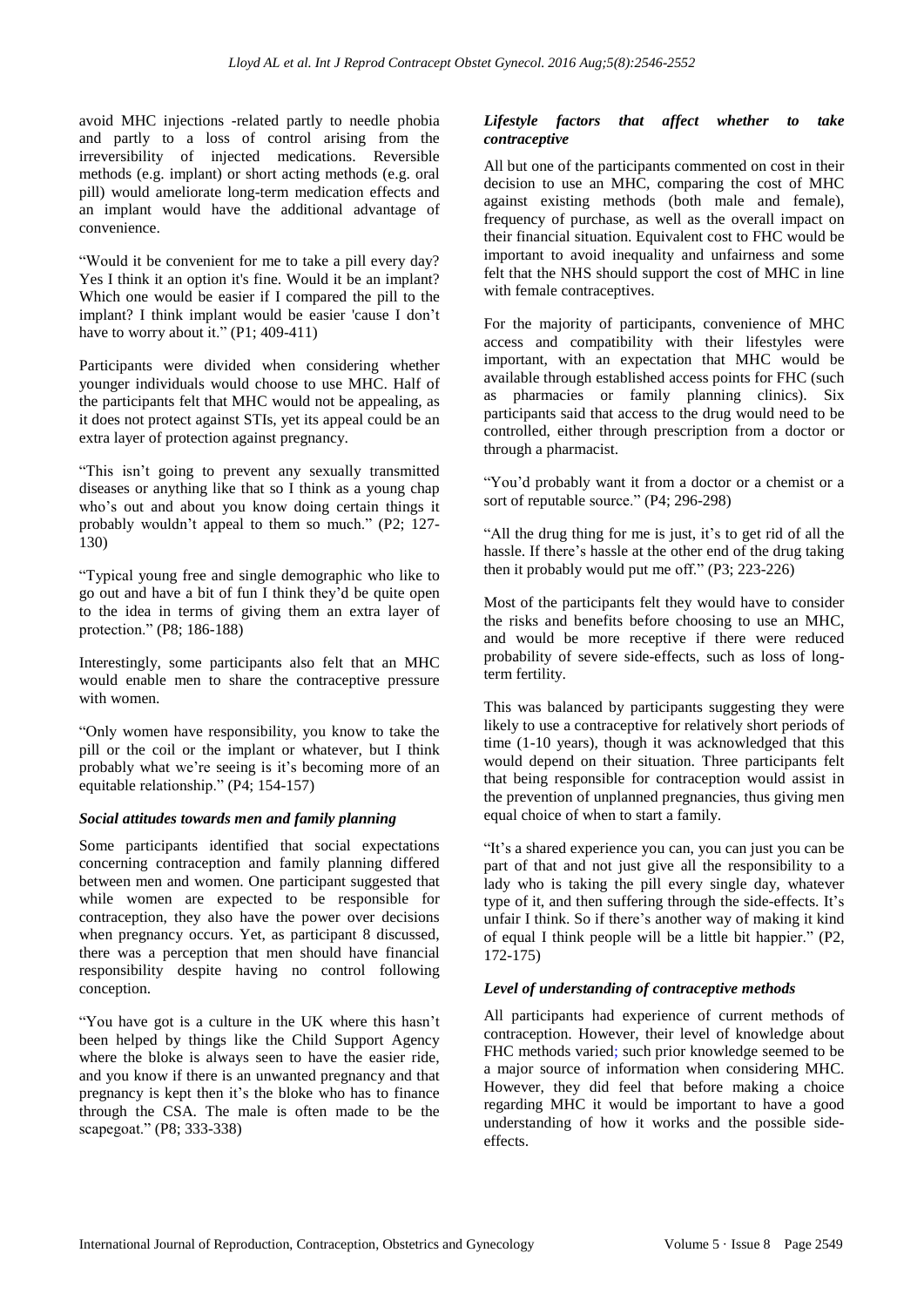avoid MHC injections -related partly to needle phobia and partly to a loss of control arising from the irreversibility of injected medications. Reversible methods (e.g. implant) or short acting methods (e.g. oral pill) would ameliorate long-term medication effects and an implant would have the additional advantage of convenience.

"Would it be convenient for me to take a pill every day? Yes I think it an option it's fine. Would it be an implant? Which one would be easier if I compared the pill to the implant? I think implant would be easier 'cause I don't have to worry about it." (P1; 409-411)

Participants were divided when considering whether younger individuals would choose to use MHC. Half of the participants felt that MHC would not be appealing, as it does not protect against STIs, yet its appeal could be an extra layer of protection against pregnancy.

"This isn't going to prevent any sexually transmitted diseases or anything like that so I think as a young chap who's out and about you know doing certain things it probably wouldn't appeal to them so much." (P2; 127-130)

"Typical young free and single demographic who like to go out and have a bit of fun I think they'd be quite open to the idea in terms of giving them an extra layer of protection." (P8; 186-188)

Interestingly, some participants also felt that an MHC would enable men to share the contraceptive pressure with women.

"Only women have responsibility, you know to take the pill or the coil or the implant or whatever, but I think probably what we're seeing is it's becoming more of an equitable relationship." (P4; 154-157)

### *Social attitudes towards men and family planning*

Some participants identified that social expectations concerning contraception and family planning differed between men and women. One participant suggested that while women are expected to be responsible for contraception, they also have the power over decisions when pregnancy occurs. Yet, as participant 8 discussed, there was a perception that men should have financial responsibility despite having no control following conception.

"You have got is a culture in the UK where this hasn't been helped by things like the Child Support Agency where the bloke is always seen to have the easier ride, and you know if there is an unwanted pregnancy and that pregnancy is kept then it's the bloke who has to finance through the CSA. The male is often made to be the scapegoat." (P8; 333-338)

### *Lifestyle factors that affect whether to take contraceptive*

All but one of the participants commented on cost in their decision to use an MHC, comparing the cost of MHC against existing methods (both male and female), frequency of purchase, as well as the overall impact on their financial situation. Equivalent cost to FHC would be important to avoid inequality and unfairness and some felt that the NHS should support the cost of MHC in line with female contraceptives.

For the majority of participants, convenience of MHC access and compatibility with their lifestyles were important, with an expectation that MHC would be available through established access points for FHC (such as pharmacies or family planning clinics). Six participants said that access to the drug would need to be controlled, either through prescription from a doctor or through a pharmacist.

"You'd probably want it from a doctor or a chemist or a sort of reputable source." (P4; 296-298)

"All the drug thing for me is just, it's to get rid of all the hassle. If there's hassle at the other end of the drug taking then it probably would put me off." (P3; 223-226)

Most of the participants felt they would have to consider the risks and benefits before choosing to use an MHC, and would be more receptive if there were reduced probability of severe side-effects, such as loss of long-term fertility.

This was balanced by participants suggesting they were likely to use a contraceptive for relatively short periods of time (1-10 years), though it was acknowledged that this would depend on their situation. Three participants felt that being responsible for contraception would assist in the prevention of unplanned pregnancies, thus giving men equal choice of when to start a family.

"It's a shared experience you can, you can just you can be part of that and not just give all the responsibility to a lady who is taking the pill every single day, whatever type of it, and then suffering through the side-effects. It's unfair I think. So if there's another way of making it kind of equal I think people will be a little bit happier." (P2, 172-175)

### *Level of understanding of contraceptive methods*

All participants had experience of current methods of contraception. However, their level of knowledge about FHC methods varied; such prior knowledge seemed to be a major source of information when considering MHC. However, they did feel that before making a choice regarding MHC it would be important to have a good understanding of how it works and the possible side-effects.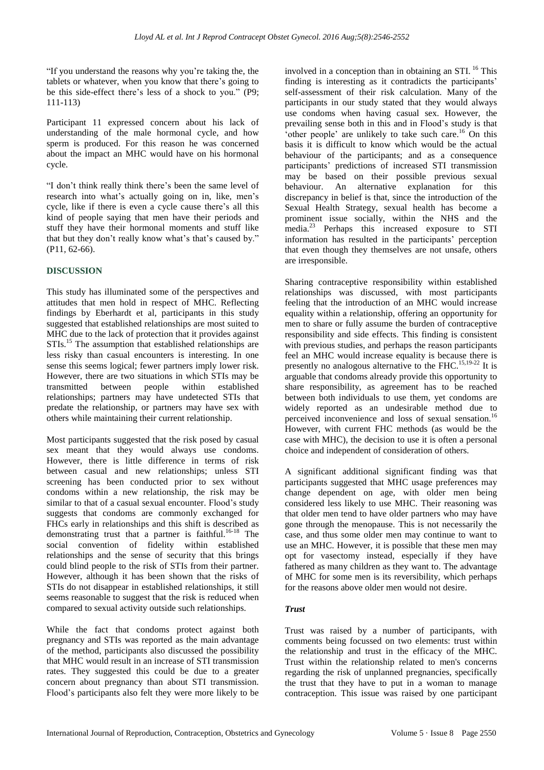"If you understand the reasons why you're taking the, the tablets or whatever, when you know that there's going to be this side-effect there's less of a shock to you." (P9; 111-113)

Participant 11 expressed concern about his lack of understanding of the male hormonal cycle, and how sperm is produced. For this reason he was concerned about the impact an MHC would have on his hormonal cycle.

"I don't think really think there's been the same level of research into what's actually going on in, like, men's cycle, like if there is even a cycle cause there's all this kind of people saying that men have their periods and stuff they have their hormonal moments and stuff like that but they don't really know what's that's caused by." (P11, 62-66).

## DISCUSSION

This study has illuminated some of the perspectives and attitudes that men hold in respect of MHC. Reflecting findings by Eberhardt et al, participants in this study suggested that established relationships are most suited to MHC due to the lack of protection that it provides against STIs.[15] The assumption that established relationships are less risky than casual encounters is interesting. In one sense this seems logical; fewer partners imply lower risk. However, there are two situations in which STIs may be transmitted between people within established relationships; partners may have undetected STIs that predate the relationship, or partners may have sex with others while maintaining their current relationship.

Most participants suggested that the risk posed by casual sex meant that they would always use condoms. However, there is little difference in terms of risk between casual and new relationships; unless STI screening has been conducted prior to sex without condoms within a new relationship, the risk may be similar to that of a casual sexual encounter. Flood's study suggests that condoms are commonly exchanged for FHCs early in relationships and this shift is described as demonstrating trust that a partner is faithful.[16-18] The social convention of fidelity within established relationships and the sense of security that this brings could blind people to the risk of STIs from their partner. However, although it has been shown that the risks of STIs do not disappear in established relationships, it still seems reasonable to suggest that the risk is reduced when compared to sexual activity outside such relationships.

While the fact that condoms protect against both pregnancy and STIs was reported as the main advantage of the method, participants also discussed the possibility that MHC would result in an increase of STI transmission rates. They suggested this could be due to a greater concern about pregnancy than about STI transmission. Flood's participants also felt they were more likely to be involved in a conception than in obtaining an STI.[16] This finding is interesting as it contradicts the participants' self-assessment of their risk calculation. Many of the participants in our study stated that they would always use condoms when having casual sex. However, the prevailing sense both in this and in Flood's study is that 'other people' are unlikely to take such care.[16] On this basis it is difficult to know which would be the actual behaviour of the participants; and as a consequence participants' predictions of increased STI transmission may be based on their possible previous sexual behaviour. An alternative explanation for this discrepancy in belief is that, since the introduction of the Sexual Health Strategy, sexual health has become a prominent issue socially, within the NHS and the media.[23] Perhaps this increased exposure to STI information has resulted in the participants' perception that even though they themselves are not unsafe, others are irresponsible.

Sharing contraceptive responsibility within established relationships was discussed, with most participants feeling that the introduction of an MHC would increase equality within a relationship, offering an opportunity for men to share or fully assume the burden of contraceptive responsibility and side effects. This finding is consistent with previous studies, and perhaps the reason participants feel an MHC would increase equality is because there is presently no analogous alternative to the FHC.[15,19-22] It is arguable that condoms already provide this opportunity to share responsibility, as agreement has to be reached between both individuals to use them, yet condoms are widely reported as an undesirable method due to perceived inconvenience and loss of sexual sensation.[16] However, with current FHC methods (as would be the case with MHC), the decision to use it is often a personal choice and independent of consideration of others.

A significant additional significant finding was that participants suggested that MHC usage preferences may change dependent on age, with older men being considered less likely to use MHC. Their reasoning was that older men tend to have older partners who may have gone through the menopause. This is not necessarily the case, and thus some older men may continue to want to use an MHC. However, it is possible that these men may opt for vasectomy instead, especially if they have fathered as many children as they want to. The advantage of MHC for some men is its reversibility, which perhaps for the reasons above older men would not desire.

### *Trust*

Trust was raised by a number of participants, with comments being focussed on two elements: trust within the relationship and trust in the efficacy of the MHC. Trust within the relationship related to men's concerns regarding the risk of unplanned pregnancies, specifically the trust that they have to put in a woman to manage contraception. This issue was raised by one participant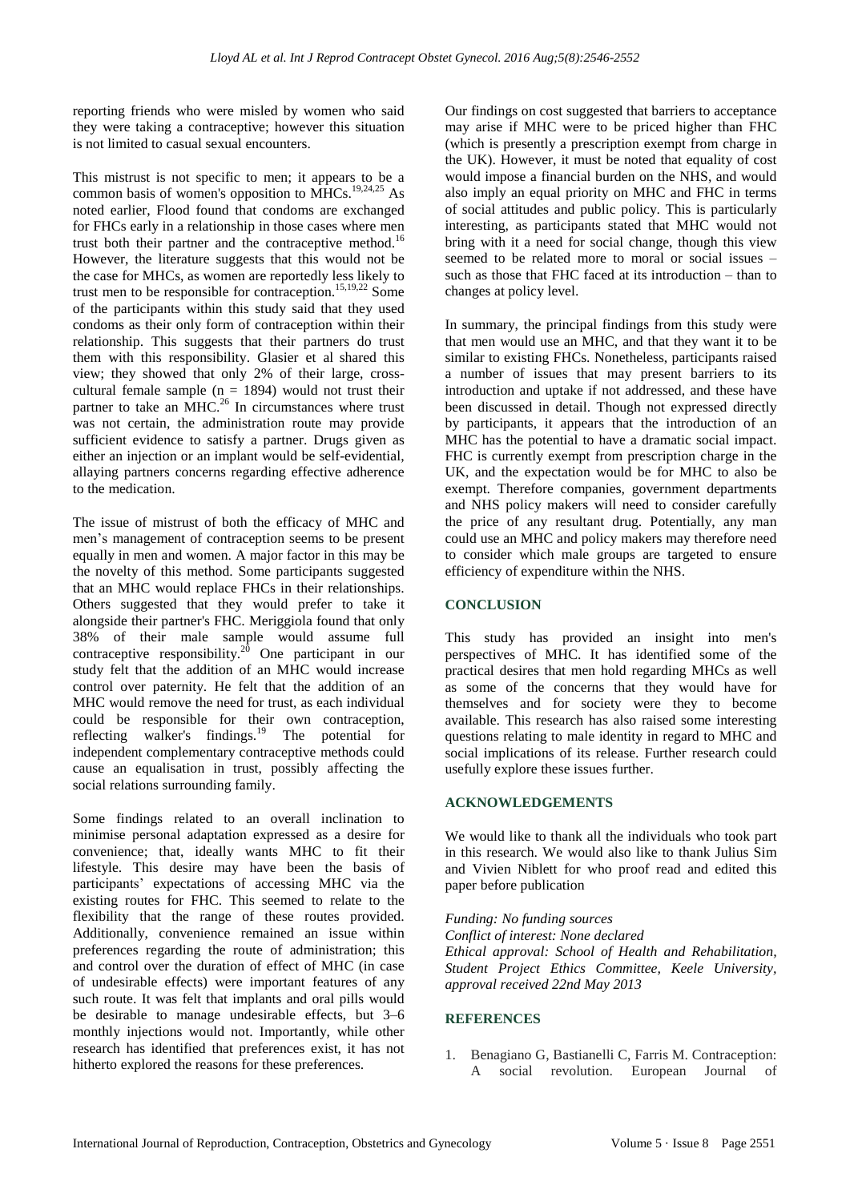reporting friends who were misled by women who said they were taking a contraceptive; however this situation is not limited to casual sexual encounters.

This mistrust is not specific to men; it appears to be a common basis of women's opposition to MHCs.[19,24,25] As noted earlier, Flood found that condoms are exchanged for FHCs early in a relationship in those cases where men trust both their partner and the contraceptive method.[16] However, the literature suggests that this would not be the case for MHCs, as women are reportedly less likely to trust men to be responsible for contraception.[15,19,22] Some of the participants within this study said that they used condoms as their only form of contraception within their relationship. This suggests that their partners do trust them with this responsibility. Glasier et al shared this view; they showed that only 2% of their large, cross-cultural female sample (n = 1894) would not trust their partner to take an MHC.[26] In circumstances where trust was not certain, the administration route may provide sufficient evidence to satisfy a partner. Drugs given as either an injection or an implant would be self-evidential, allaying partners concerns regarding effective adherence to the medication.

The issue of mistrust of both the efficacy of MHC and men's management of contraception seems to be present equally in men and women. A major factor in this may be the novelty of this method. Some participants suggested that an MHC would replace FHCs in their relationships. Others suggested that they would prefer to take it alongside their partner's FHC. Meriggiola found that only 38% of their male sample would assume full contraceptive responsibility.[20] One participant in our study felt that the addition of an MHC would increase control over paternity. He felt that the addition of an MHC would remove the need for trust, as each individual could be responsible for their own contraception, reflecting walker's findings.[19] The potential for independent complementary contraceptive methods could cause an equalisation in trust, possibly affecting the social relations surrounding family.

Some findings related to an overall inclination to minimise personal adaptation expressed as a desire for convenience; that, ideally wants MHC to fit their lifestyle. This desire may have been the basis of participants' expectations of accessing MHC via the existing routes for FHC. This seemed to relate to the flexibility that the range of these routes provided. Additionally, convenience remained an issue within preferences regarding the route of administration; this and control over the duration of effect of MHC (in case of undesirable effects) were important features of any such route. It was felt that implants and oral pills would be desirable to manage undesirable effects, but 3–6 monthly injections would not. Importantly, while other research has identified that preferences exist, it has not hitherto explored the reasons for these preferences.

Our findings on cost suggested that barriers to acceptance may arise if MHC were to be priced higher than FHC (which is presently a prescription exempt from charge in the UK). However, it must be noted that equality of cost would impose a financial burden on the NHS, and would also imply an equal priority on MHC and FHC in terms of social attitudes and public policy. This is particularly interesting, as participants stated that MHC would not bring with it a need for social change, though this view seemed to be related more to moral or social issues – such as those that FHC faced at its introduction – than to changes at policy level.

In summary, the principal findings from this study were that men would use an MHC, and that they want it to be similar to existing FHCs. Nonetheless, participants raised a number of issues that may present barriers to its introduction and uptake if not addressed, and these have been discussed in detail. Though not expressed directly by participants, it appears that the introduction of an MHC has the potential to have a dramatic social impact. FHC is currently exempt from prescription charge in the UK, and the expectation would be for MHC to also be exempt. Therefore companies, government departments and NHS policy makers will need to consider carefully the price of any resultant drug. Potentially, any man could use an MHC and policy makers may therefore need to consider which male groups are targeted to ensure efficiency of expenditure within the NHS.

## CONCLUSION

This study has provided an insight into men's perspectives of MHC. It has identified some of the practical desires that men hold regarding MHCs as well as some of the concerns that they would have for themselves and for society were they to become available. This research has also raised some interesting questions relating to male identity in regard to MHC and social implications of its release. Further research could usefully explore these issues further.

## ACKNOWLEDGEMENTS

We would like to thank all the individuals who took part in this research. We would also like to thank Julius Sim and Vivien Niblett for who proof read and edited this paper before publication

*Funding: No funding sources*
*Conflict of interest: None declared*
*Ethical approval: School of Health and Rehabilitation, Student Project Ethics Committee, Keele University, approval received 22nd May 2013*

## REFERENCES

1. Benagiano G, Bastianelli C, Farris M. Contraception: A social revolution. European Journal of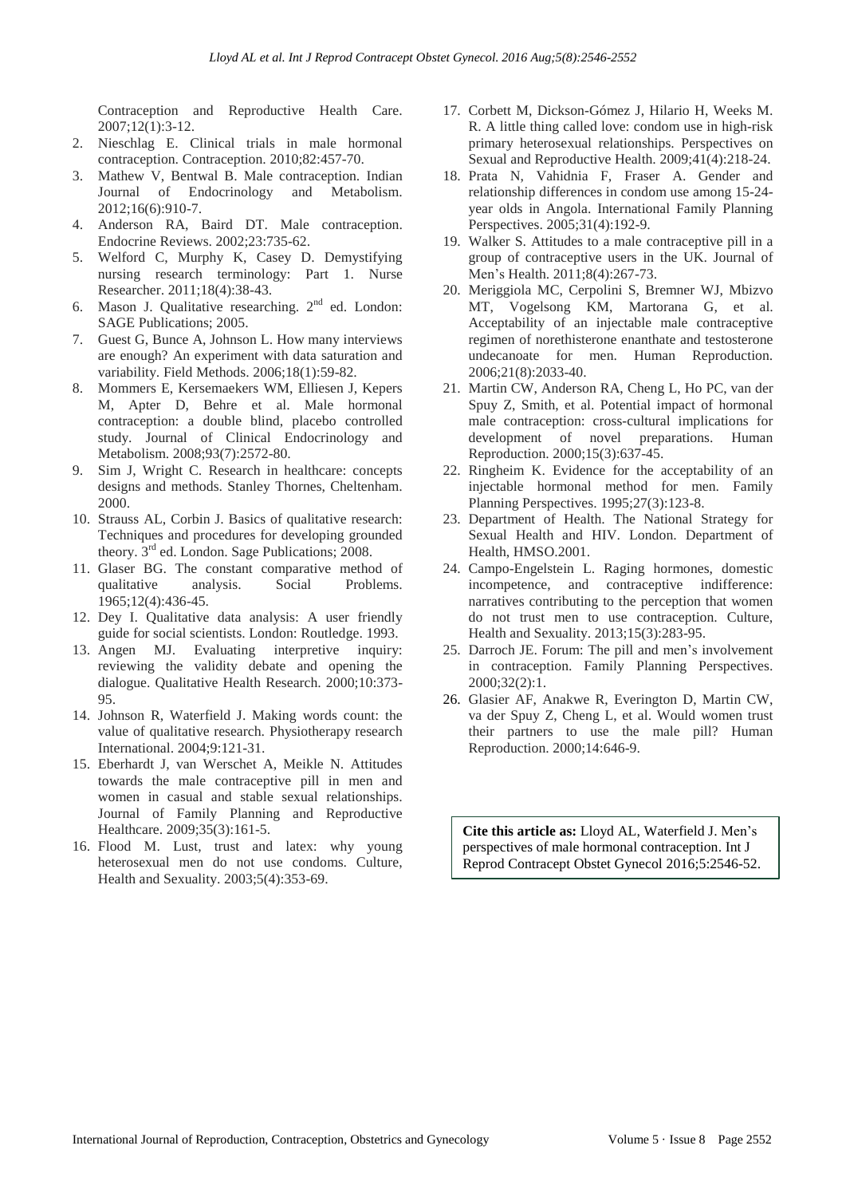Contraception and Reproductive Health Care. 2007;12(1):3-12.

2. Nieschlag E. Clinical trials in male hormonal contraception. Contraception. 2010;82:457-70.
3. Mathew V, Bentwal B. Male contraception. Indian Journal of Endocrinology and Metabolism. 2012;16(6):910-7.
4. Anderson RA, Baird DT. Male contraception. Endocrine Reviews. 2002;23:735-62.
5. Welford C, Murphy K, Casey D. Demystifying nursing research terminology: Part 1. Nurse Researcher. 2011;18(4):38-43.
6. Mason J. Qualitative researching. 2nd ed. London: SAGE Publications; 2005.
7. Guest G, Bunce A, Johnson L. How many interviews are enough? An experiment with data saturation and variability. Field Methods. 2006;18(1):59-82.
8. Mommers E, Kersemaekers WM, Elliesen J, Kepers M, Apter D, Behre et al. Male hormonal contraception: a double blind, placebo controlled study. Journal of Clinical Endocrinology and Metabolism. 2008;93(7):2572-80.
9. Sim J, Wright C. Research in healthcare: concepts designs and methods. Stanley Thornes, Cheltenham. 2000.
10. Strauss AL, Corbin J. Basics of qualitative research: Techniques and procedures for developing grounded theory. 3rd ed. London. Sage Publications; 2008.
11. Glaser BG. The constant comparative method of qualitative analysis. Social Problems. 1965;12(4):436-45.
12. Dey I. Qualitative data analysis: A user friendly guide for social scientists. London: Routledge. 1993.
13. Angen MJ. Evaluating interpretive inquiry: reviewing the validity debate and opening the dialogue. Qualitative Health Research. 2000;10:373-95.
14. Johnson R, Waterfield J. Making words count: the value of qualitative research. Physiotherapy research International. 2004;9:121-31.
15. Eberhardt J, van Werschet A, Meikle N. Attitudes towards the male contraceptive pill in men and women in casual and stable sexual relationships. Journal of Family Planning and Reproductive Healthcare. 2009;35(3):161-5.
16. Flood M. Lust, trust and latex: why young heterosexual men do not use condoms. Culture, Health and Sexuality. 2003;5(4):353-69.
17. Corbett M, Dickson-Gómez J, Hilario H, Weeks M. R. A little thing called love: condom use in high-risk primary heterosexual relationships. Perspectives on Sexual and Reproductive Health. 2009;41(4):218-24.
18. Prata N, Vahidnia F, Fraser A. Gender and relationship differences in condom use among 15-24-year olds in Angola. International Family Planning Perspectives. 2005;31(4):192-9.
19. Walker S. Attitudes to a male contraceptive pill in a group of contraceptive users in the UK. Journal of Men's Health. 2011;8(4):267-73.
20. Meriggiola MC, Cerpolini S, Bremner WJ, Mbizvo MT, Vogelsong KM, Martorana G, et al. Acceptability of an injectable male contraceptive regimen of norethisterone enanthate and testosterone undecanoate for men. Human Reproduction. 2006;21(8):2033-40.
21. Martin CW, Anderson RA, Cheng L, Ho PC, van der Spuy Z, Smith, et al. Potential impact of hormonal male contraception: cross-cultural implications for development of novel preparations. Human Reproduction. 2000;15(3):637-45.
22. Ringheim K. Evidence for the acceptability of an injectable hormonal method for men. Family Planning Perspectives. 1995;27(3):123-8.
23. Department of Health. The National Strategy for Sexual Health and HIV. London. Department of Health, HMSO.2001.
24. Campo-Engelstein L. Raging hormones, domestic incompetence, and contraceptive indifference: narratives contributing to the perception that women do not trust men to use contraception. Culture, Health and Sexuality. 2013;15(3):283-95.
25. Darroch JE. Forum: The pill and men's involvement in contraception. Family Planning Perspectives. 2000;32(2):1.
26. Glasier AF, Anakwe R, Everington D, Martin CW, va der Spuy Z, Cheng L, et al. Would women trust their partners to use the male pill? Human Reproduction. 2000;14:646-9.

**Cite this article as:** Lloyd AL, Waterfield J. Men's perspectives of male hormonal contraception. Int J Reprod Contracept Obstet Gynecol 2016;5:2546-52.